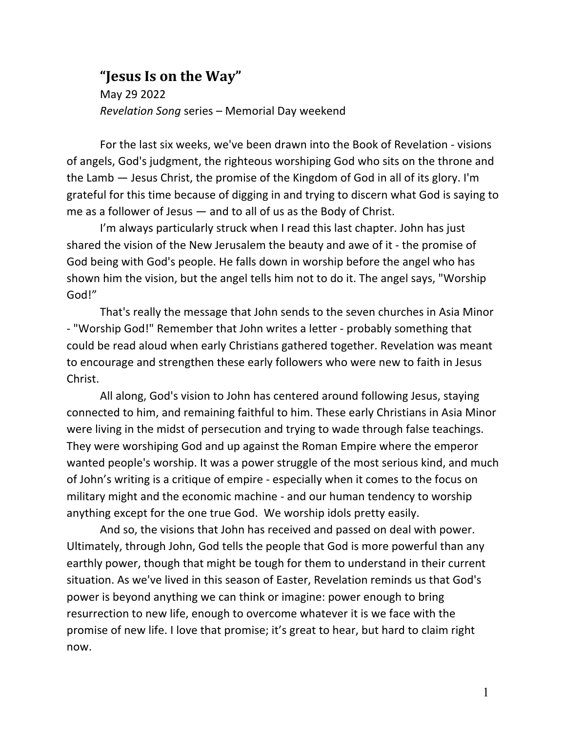# “Jesus Is on the Way”

May 29 2022

*Revelation Song* series – Memorial Day weekend

For the last six weeks, we've been drawn into the Book of Revelation - visions of angels, God's judgment, the righteous worshiping God who sits on the throne and the Lamb — Jesus Christ, the promise of the Kingdom of God in all of its glory. I'm grateful for this time because of digging in and trying to discern what God is saying to me as a follower of Jesus — and to all of us as the Body of Christ.

I’m always particularly struck when I read this last chapter. John has just shared the vision of the New Jerusalem the beauty and awe of it - the promise of God being with God's people. He falls down in worship before the angel who has shown him the vision, but the angel tells him not to do it. The angel says, "Worship God!”

That's really the message that John sends to the seven churches in Asia Minor - "Worship God!" Remember that John writes a letter - probably something that could be read aloud when early Christians gathered together. Revelation was meant to encourage and strengthen these early followers who were new to faith in Jesus Christ.

All along, God's vision to John has centered around following Jesus, staying connected to him, and remaining faithful to him. These early Christians in Asia Minor were living in the midst of persecution and trying to wade through false teachings. They were worshiping God and up against the Roman Empire where the emperor wanted people's worship. It was a power struggle of the most serious kind, and much of John’s writing is a critique of empire - especially when it comes to the focus on military might and the economic machine - and our human tendency to worship anything except for the one true God. We worship idols pretty easily.

And so, the visions that John has received and passed on deal with power. Ultimately, through John, God tells the people that God is more powerful than any earthly power, though that might be tough for them to understand in their current situation. As we've lived in this season of Easter, Revelation reminds us that God's power is beyond anything we can think or imagine: power enough to bring resurrection to new life, enough to overcome whatever it is we face with the promise of new life. I love that promise; it’s great to hear, but hard to claim right now.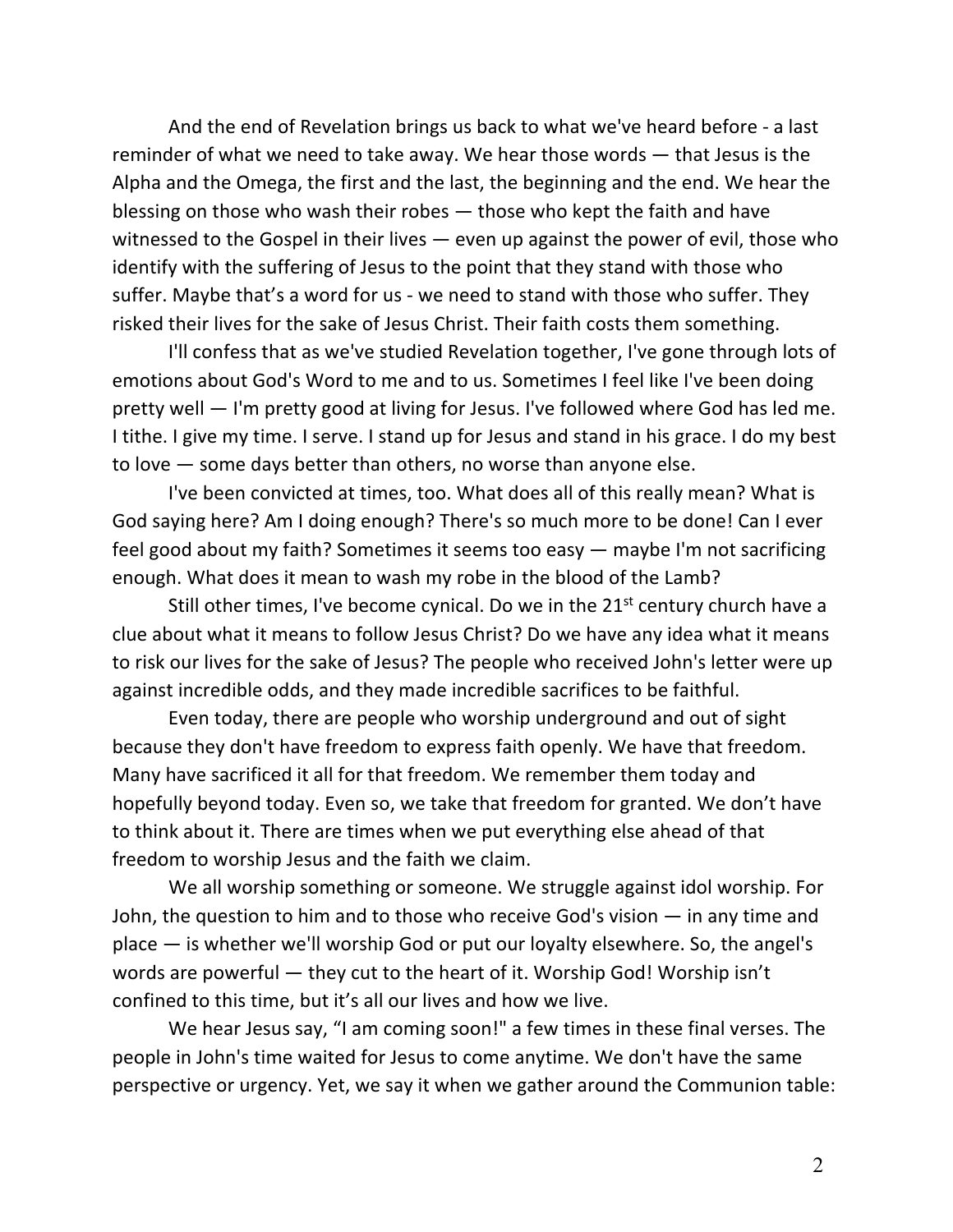And the end of Revelation brings us back to what we've heard before - a last reminder of what we need to take away. We hear those words — that Jesus is the Alpha and the Omega, the first and the last, the beginning and the end. We hear the blessing on those who wash their robes — those who kept the faith and have witnessed to the Gospel in their lives — even up against the power of evil, those who identify with the suffering of Jesus to the point that they stand with those who suffer. Maybe that's a word for us - we need to stand with those who suffer. They risked their lives for the sake of Jesus Christ. Their faith costs them something.

I'll confess that as we've studied Revelation together, I've gone through lots of emotions about God's Word to me and to us. Sometimes I feel like I've been doing pretty well — I'm pretty good at living for Jesus. I've followed where God has led me. I tithe. I give my time. I serve. I stand up for Jesus and stand in his grace. I do my best to love — some days better than others, no worse than anyone else.

I've been convicted at times, too. What does all of this really mean? What is God saying here? Am I doing enough? There's so much more to be done! Can I ever feel good about my faith? Sometimes it seems too easy — maybe I'm not sacrificing enough. What does it mean to wash my robe in the blood of the Lamb?

Still other times, I've become cynical. Do we in the 21st century church have a clue about what it means to follow Jesus Christ? Do we have any idea what it means to risk our lives for the sake of Jesus? The people who received John's letter were up against incredible odds, and they made incredible sacrifices to be faithful.

Even today, there are people who worship underground and out of sight because they don't have freedom to express faith openly. We have that freedom. Many have sacrificed it all for that freedom. We remember them today and hopefully beyond today. Even so, we take that freedom for granted. We don't have to think about it. There are times when we put everything else ahead of that freedom to worship Jesus and the faith we claim.

We all worship something or someone. We struggle against idol worship. For John, the question to him and to those who receive God's vision — in any time and place — is whether we'll worship God or put our loyalty elsewhere. So, the angel's words are powerful — they cut to the heart of it. Worship God! Worship isn't confined to this time, but it's all our lives and how we live.

We hear Jesus say, "I am coming soon!" a few times in these final verses. The people in John's time waited for Jesus to come anytime. We don't have the same perspective or urgency. Yet, we say it when we gather around the Communion table: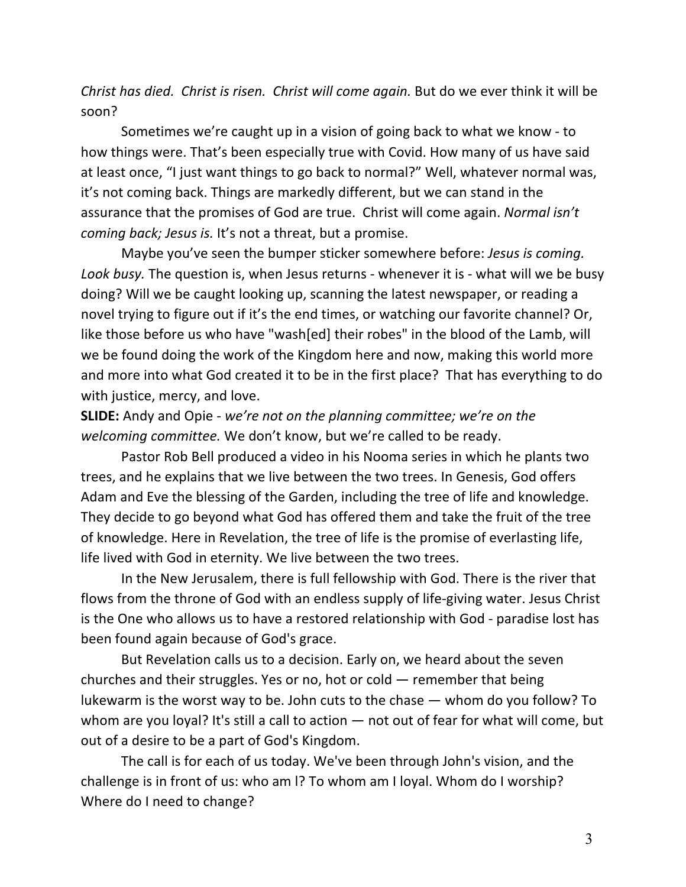*Christ has died. Christ is risen. Christ will come again.* But do we ever think it will be soon?

Sometimes we're caught up in a vision of going back to what we know - to how things were. That's been especially true with Covid. How many of us have said at least once, "I just want things to go back to normal?" Well, whatever normal was, it's not coming back. Things are markedly different, but we can stand in the assurance that the promises of God are true. Christ will come again. *Normal isn't coming back; Jesus is.* It's not a threat, but a promise.

Maybe you've seen the bumper sticker somewhere before: *Jesus is coming. Look busy.* The question is, when Jesus returns - whenever it is - what will we be busy doing? Will we be caught looking up, scanning the latest newspaper, or reading a novel trying to figure out if it's the end times, or watching our favorite channel? Or, like those before us who have "wash[ed] their robes" in the blood of the Lamb, will we be found doing the work of the Kingdom here and now, making this world more and more into what God created it to be in the first place? That has everything to do with justice, mercy, and love.

**SLIDE:** Andy and Opie - *we're not on the planning committee; we're on the welcoming committee.* We don't know, but we're called to be ready.

Pastor Rob Bell produced a video in his Nooma series in which he plants two trees, and he explains that we live between the two trees. In Genesis, God offers Adam and Eve the blessing of the Garden, including the tree of life and knowledge. They decide to go beyond what God has offered them and take the fruit of the tree of knowledge. Here in Revelation, the tree of life is the promise of everlasting life, life lived with God in eternity. We live between the two trees.

In the New Jerusalem, there is full fellowship with God. There is the river that flows from the throne of God with an endless supply of life-giving water. Jesus Christ is the One who allows us to have a restored relationship with God - paradise lost has been found again because of God's grace.

But Revelation calls us to a decision. Early on, we heard about the seven churches and their struggles. Yes or no, hot or cold — remember that being lukewarm is the worst way to be. John cuts to the chase — whom do you follow? To whom are you loyal? It's still a call to action — not out of fear for what will come, but out of a desire to be a part of God's Kingdom.

The call is for each of us today. We've been through John's vision, and the challenge is in front of us: who am I? To whom am I loyal. Whom do I worship? Where do I need to change?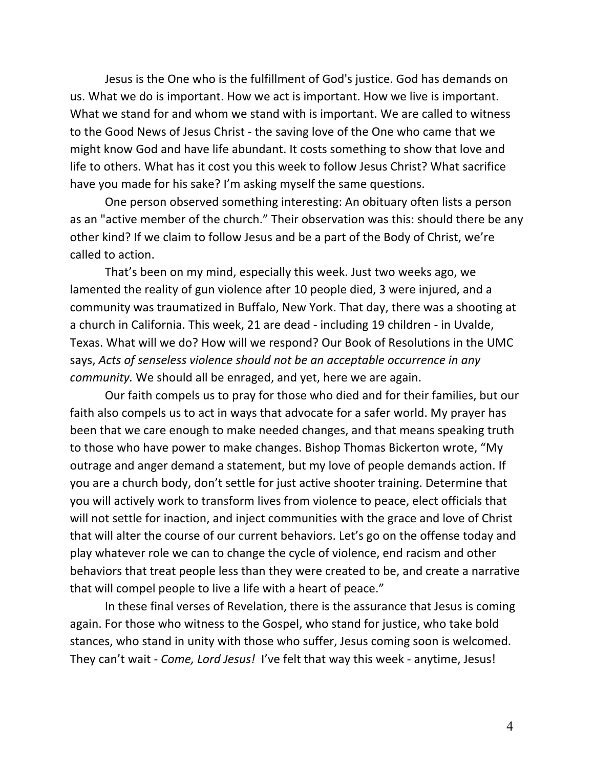Jesus is the One who is the fulfillment of God's justice. God has demands on us. What we do is important. How we act is important. How we live is important. What we stand for and whom we stand with is important. We are called to witness to the Good News of Jesus Christ - the saving love of the One who came that we might know God and have life abundant. It costs something to show that love and life to others. What has it cost you this week to follow Jesus Christ? What sacrifice have you made for his sake? I'm asking myself the same questions.

One person observed something interesting: An obituary often lists a person as an "active member of the church." Their observation was this: should there be any other kind? If we claim to follow Jesus and be a part of the Body of Christ, we're called to action.

That's been on my mind, especially this week. Just two weeks ago, we lamented the reality of gun violence after 10 people died, 3 were injured, and a community was traumatized in Buffalo, New York. That day, there was a shooting at a church in California. This week, 21 are dead - including 19 children - in Uvalde, Texas. What will we do? How will we respond? Our Book of Resolutions in the UMC says, *Acts of senseless violence should not be an acceptable occurrence in any community.* We should all be enraged, and yet, here we are again.

Our faith compels us to pray for those who died and for their families, but our faith also compels us to act in ways that advocate for a safer world. My prayer has been that we care enough to make needed changes, and that means speaking truth to those who have power to make changes. Bishop Thomas Bickerton wrote, "My outrage and anger demand a statement, but my love of people demands action. If you are a church body, don't settle for just active shooter training. Determine that you will actively work to transform lives from violence to peace, elect officials that will not settle for inaction, and inject communities with the grace and love of Christ that will alter the course of our current behaviors. Let's go on the offense today and play whatever role we can to change the cycle of violence, end racism and other behaviors that treat people less than they were created to be, and create a narrative that will compel people to live a life with a heart of peace."

In these final verses of Revelation, there is the assurance that Jesus is coming again. For those who witness to the Gospel, who stand for justice, who take bold stances, who stand in unity with those who suffer, Jesus coming soon is welcomed. They can't wait - *Come, Lord Jesus!* I've felt that way this week - anytime, Jesus!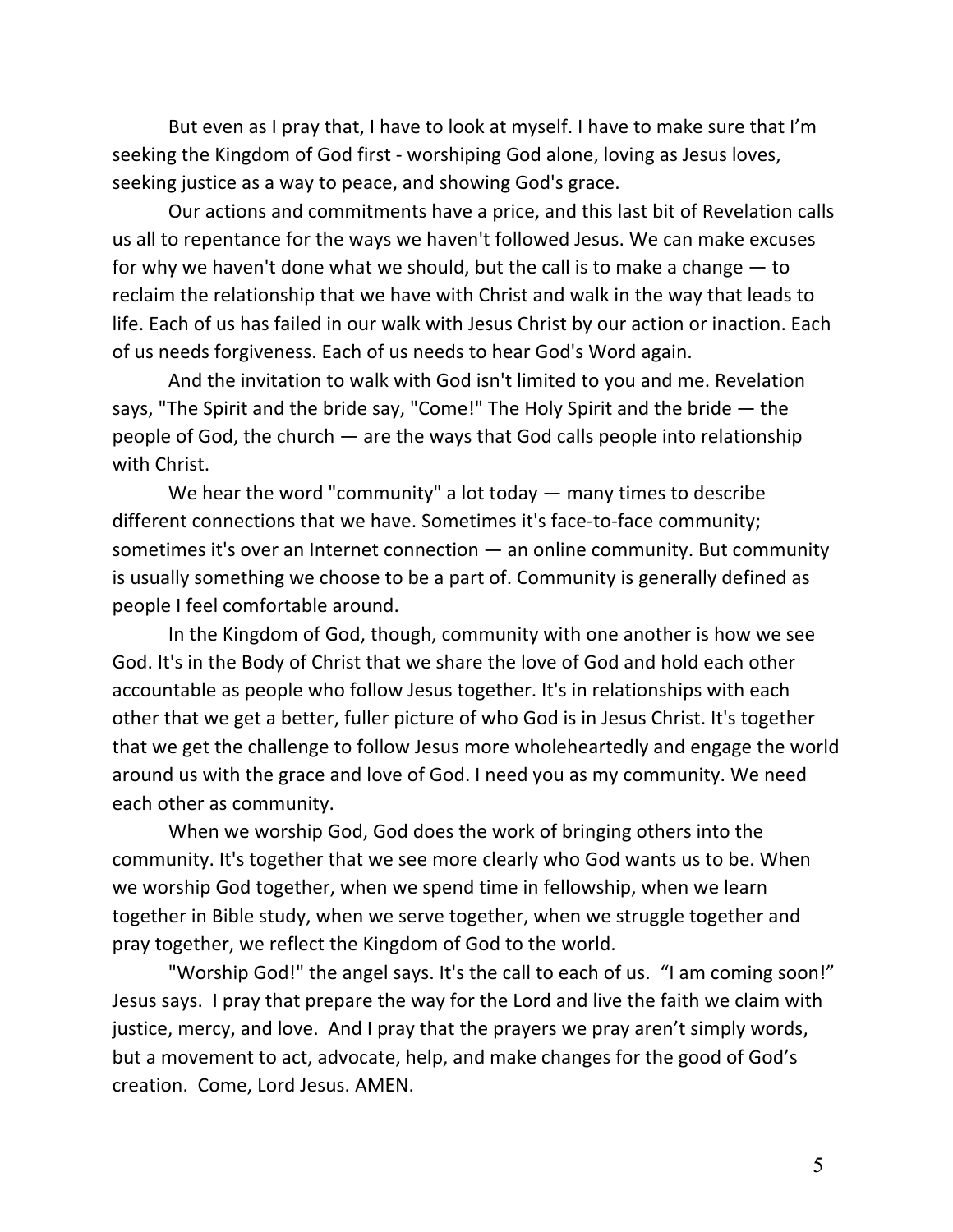But even as I pray that, I have to look at myself. I have to make sure that I'm seeking the Kingdom of God first - worshiping God alone, loving as Jesus loves, seeking justice as a way to peace, and showing God's grace.

Our actions and commitments have a price, and this last bit of Revelation calls us all to repentance for the ways we haven't followed Jesus. We can make excuses for why we haven't done what we should, but the call is to make a change — to reclaim the relationship that we have with Christ and walk in the way that leads to life. Each of us has failed in our walk with Jesus Christ by our action or inaction. Each of us needs forgiveness. Each of us needs to hear God's Word again.

And the invitation to walk with God isn't limited to you and me. Revelation says, "The Spirit and the bride say, "Come!" The Holy Spirit and the bride — the people of God, the church — are the ways that God calls people into relationship with Christ.

We hear the word "community" a lot today — many times to describe different connections that we have. Sometimes it's face-to-face community; sometimes it's over an Internet connection — an online community. But community is usually something we choose to be a part of. Community is generally defined as people I feel comfortable around.

In the Kingdom of God, though, community with one another is how we see God. It's in the Body of Christ that we share the love of God and hold each other accountable as people who follow Jesus together. It's in relationships with each other that we get a better, fuller picture of who God is in Jesus Christ. It's together that we get the challenge to follow Jesus more wholeheartedly and engage the world around us with the grace and love of God. I need you as my community. We need each other as community.

When we worship God, God does the work of bringing others into the community. It's together that we see more clearly who God wants us to be. When we worship God together, when we spend time in fellowship, when we learn together in Bible study, when we serve together, when we struggle together and pray together, we reflect the Kingdom of God to the world.

"Worship God!" the angel says. It's the call to each of us. "I am coming soon!" Jesus says. I pray that prepare the way for the Lord and live the faith we claim with justice, mercy, and love. And I pray that the prayers we pray aren't simply words, but a movement to act, advocate, help, and make changes for the good of God's creation. Come, Lord Jesus. AMEN.